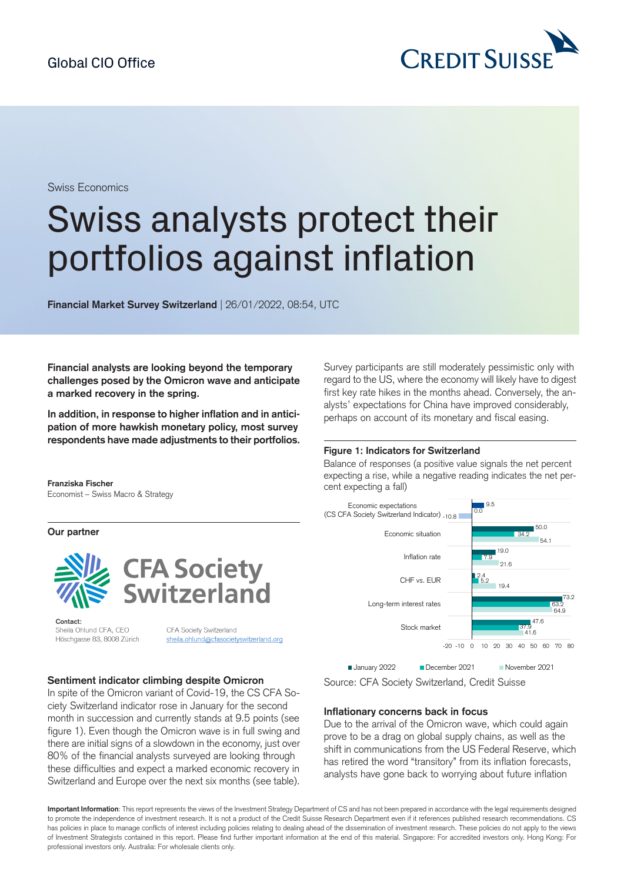Global CIO Office

Swiss Economics

# Swiss analysts protect their portfolios against inflation

**Financial Market Survey Switzerland** | 26/01/2022, 08:54, UTC

**Financial analysts are looking beyond the temporary challenges posed by the Omicron wave and anticipate a marked recovery in the spring.**

**In addition, in response to higher inflation and in anticipation of more hawkish monetary policy, most survey respondents have made adjustments to their portfolios.**

**Franziska Fischer**
Economist – Swiss Macro & Strategy

**Our partner**

CFA Society Switzerland

**Contact:**
Sheila Ohlund CFA, CEO
Höschgasse 83, 8008 Zürich

CFA Society Switzerland
sheila.ohlund@cfasocietyswitzerland.org

## Sentiment indicator climbing despite Omicron

In spite of the Omicron variant of Covid-19, the CS CFA Society Switzerland indicator rose in January for the second month in succession and currently stands at 9.5 points (see figure 1). Even though the Omicron wave is in full swing and there are initial signs of a slowdown in the economy, just over 80% of the financial analysts surveyed are looking through these difficulties and expect a marked economic recovery in Switzerland and Europe over the next six months (see table).

Survey participants are still moderately pessimistic only with regard to the US, where the economy will likely have to digest first key rate hikes in the months ahead. Conversely, the analysts' expectations for China have improved considerably, perhaps on account of its monetary and fiscal easing.

**Figure 1: Indicators for Switzerland**

Balance of responses (a positive value signals the net percent expecting a rise, while a negative reading indicates the net percent expecting a fall)

| | January 2022 | December 2021 | November 2021 |
|---|---|---|---|
| Economic expectations (CS CFA Society Switzerland Indicator) | 9.5 | 0.0 | -10.8 |
| Economic situation | 50.0 | 34.2 | 54.1 |
| Inflation rate | 19.0 | 7.9 | 21.6 |
| CHF vs. EUR | 2.4 | 5.2 | 19.4 |
| Long-term interest rates | 73.2 | 63.2 | 64.9 |
| Stock market | 47.6 | 37.9 | 41.6 |

Source: CFA Society Switzerland, Credit Suisse

## Inflationary concerns back in focus

Due to the arrival of the Omicron wave, which could again prove to be a drag on global supply chains, as well as the shift in communications from the US Federal Reserve, which has retired the word "transitory" from its inflation forecasts, analysts have gone back to worrying about future inflation

**Important Information**: This report represents the views of the Investment Strategy Department of CS and has not been prepared in accordance with the legal requirements designed to promote the independence of investment research. It is not a product of the Credit Suisse Research Department even if it references published research recommendations. CS has policies in place to manage conflicts of interest including policies relating to dealing ahead of the dissemination of investment research. These policies do not apply to the views of Investment Strategists contained in this report. Please find further important information at the end of this material. Singapore: For accredited investors only. Hong Kong: For professional investors only. Australia: For wholesale clients only.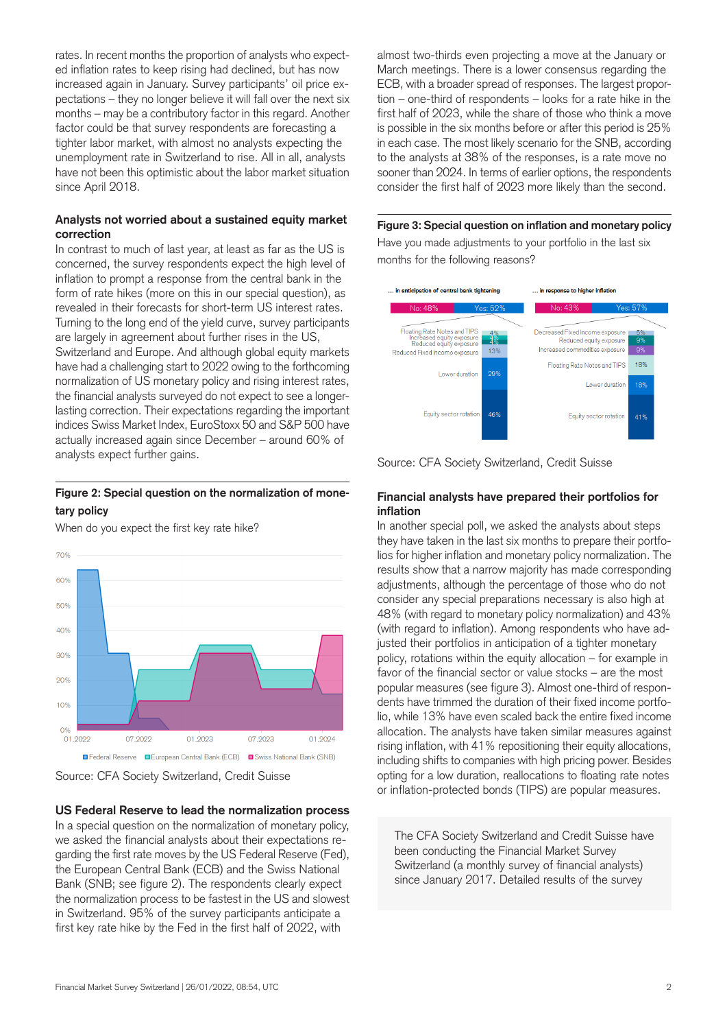rates. In recent months the proportion of analysts who expected inflation rates to keep rising had declined, but has now increased again in January. Survey participants' oil price expectations – they no longer believe it will fall over the next six months – may be a contributory factor in this regard. Another factor could be that survey respondents are forecasting a tighter labor market, with almost no analysts expecting the unemployment rate in Switzerland to rise. All in all, analysts have not been this optimistic about the labor market situation since April 2018.

### Analysts not worried about a sustained equity market correction

In contrast to much of last year, at least as far as the US is concerned, the survey respondents expect the high level of inflation to prompt a response from the central bank in the form of rate hikes (more on this in our special question), as revealed in their forecasts for short-term US interest rates. Turning to the long end of the yield curve, survey participants are largely in agreement about further rises in the US, Switzerland and Europe. And although global equity markets have had a challenging start to 2022 owing to the forthcoming normalization of US monetary policy and rising interest rates, the financial analysts surveyed do not expect to see a longer-lasting correction. Their expectations regarding the important indices Swiss Market Index, EuroStoxx 50 and S&P 500 have actually increased again since December – around 60% of analysts expect further gains.

**Figure 2: Special question on the normalization of monetary policy**

When do you expect the first key rate hike?

Source: CFA Society Switzerland, Credit Suisse

### US Federal Reserve to lead the normalization process

In a special question on the normalization of monetary policy, we asked the financial analysts about their expectations regarding the first rate moves by the US Federal Reserve (Fed), the European Central Bank (ECB) and the Swiss National Bank (SNB; see figure 2). The respondents clearly expect the normalization process to be fastest in the US and slowest in Switzerland. 95% of the survey participants anticipate a first key rate hike by the Fed in the first half of 2022, with almost two-thirds even projecting a move at the January or March meetings. There is a lower consensus regarding the ECB, with a broader spread of responses. The largest proportion – one-third of respondents – looks for a rate hike in the first half of 2023, while the share of those who think a move is possible in the six months before or after this period is 25% in each case. The most likely scenario for the SNB, according to the analysts at 38% of the responses, is a rate move no sooner than 2024. In terms of earlier options, the respondents consider the first half of 2023 more likely than the second.

**Figure 3: Special question on inflation and monetary policy**

Have you made adjustments to your portfolio in the last six months for the following reasons?

Source: CFA Society Switzerland, Credit Suisse

### Financial analysts have prepared their portfolios for inflation

In another special poll, we asked the analysts about steps they have taken in the last six months to prepare their portfolios for higher inflation and monetary policy normalization. The results show that a narrow majority has made corresponding adjustments, although the percentage of those who do not consider any special preparations necessary is also high at 48% (with regard to monetary policy normalization) and 43% (with regard to inflation). Among respondents who have adjusted their portfolios in anticipation of a tighter monetary policy, rotations within the equity allocation – for example in favor of the financial sector or value stocks – are the most popular measures (see figure 3). Almost one-third of respondents have trimmed the duration of their fixed income portfolio, while 13% have even scaled back the entire fixed income allocation. The analysts have taken similar measures against rising inflation, with 41% repositioning their equity allocations, including shifts to companies with high pricing power. Besides opting for a low duration, reallocations to floating rate notes or inflation-protected bonds (TIPS) are popular measures.

The CFA Society Switzerland and Credit Suisse have been conducting the Financial Market Survey Switzerland (a monthly survey of financial analysts) since January 2017. Detailed results of the survey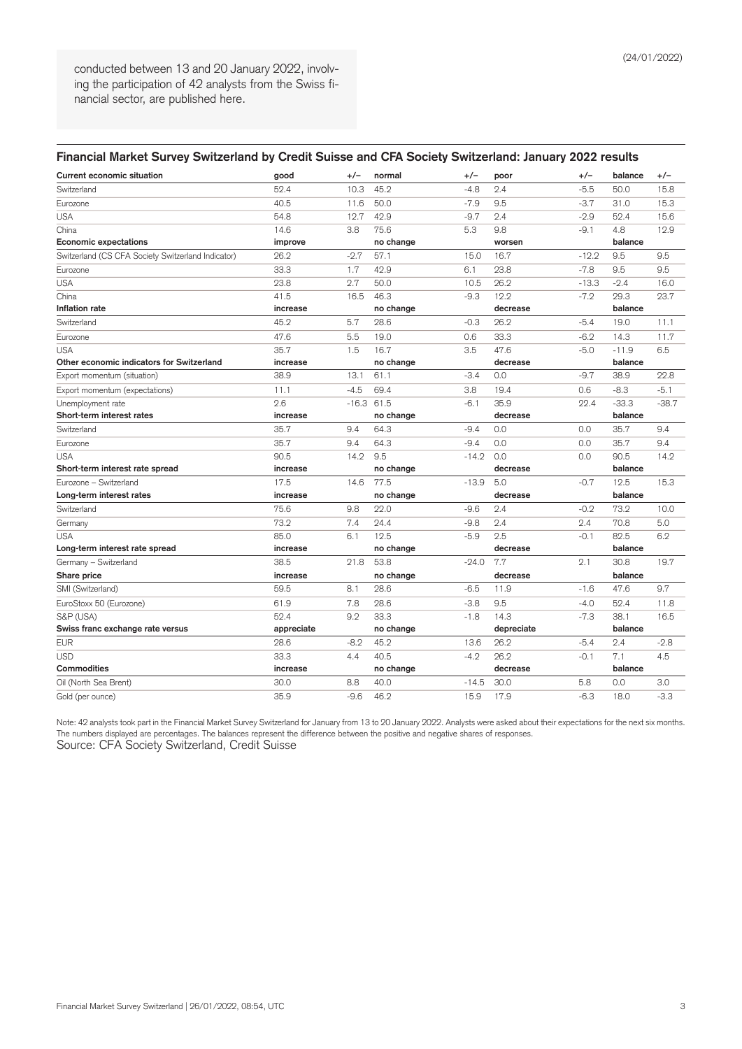conducted between 13 and 20 January 2022, involving the participation of 42 analysts from the Swiss financial sector, are published here.

(24/01/2022)

## Financial Market Survey Switzerland by Credit Suisse and CFA Society Switzerland: January 2022 results

| **Current economic situation** | **good** | **+/–** | **normal** | **+/–** | **poor** | **+/–** | **balance** | **+/–** |
|---|---|---|---|---|---|---|---|---|
| Switzerland | 52.4 | 10.3 | 45.2 | -4.8 | 2.4 | -5.5 | 50.0 | 15.8 |
| Eurozone | 40.5 | 11.6 | 50.0 | -7.9 | 9.5 | -3.7 | 31.0 | 15.3 |
| USA | 54.8 | 12.7 | 42.9 | -9.7 | 2.4 | -2.9 | 52.4 | 15.6 |
| China | 14.6 | 3.8 | 75.6 | 5.3 | 9.8 | -9.1 | 4.8 | 12.9 |
| **Economic expectations** | **improve** | | **no change** | | **worsen** | | **balance** | |
| Switzerland (CS CFA Society Switzerland Indicator) | 26.2 | -2.7 | 57.1 | 15.0 | 16.7 | -12.2 | 9.5 | 9.5 |
| Eurozone | 33.3 | 1.7 | 42.9 | 6.1 | 23.8 | -7.8 | 9.5 | 9.5 |
| USA | 23.8 | 2.7 | 50.0 | 10.5 | 26.2 | -13.3 | -2.4 | 16.0 |
| China | 41.5 | 16.5 | 46.3 | -9.3 | 12.2 | -7.2 | 29.3 | 23.7 |
| **Inflation rate** | **increase** | | **no change** | | **decrease** | | **balance** | |
| Switzerland | 45.2 | 5.7 | 28.6 | -0.3 | 26.2 | -5.4 | 19.0 | 11.1 |
| Eurozone | 47.6 | 5.5 | 19.0 | 0.6 | 33.3 | -6.2 | 14.3 | 11.7 |
| USA | 35.7 | 1.5 | 16.7 | 3.5 | 47.6 | -5.0 | -11.9 | 6.5 |
| **Other economic indicators for Switzerland** | **increase** | | **no change** | | **decrease** | | **balance** | |
| Export momentum (situation) | 38.9 | 13.1 | 61.1 | -3.4 | 0.0 | -9.7 | 38.9 | 22.8 |
| Export momentum (expectations) | 11.1 | -4.5 | 69.4 | 3.8 | 19.4 | 0.6 | -8.3 | -5.1 |
| Unemployment rate | 2.6 | -16.3 | 61.5 | -6.1 | 35.9 | 22.4 | -33.3 | -38.7 |
| **Short-term interest rates** | **increase** | | **no change** | | **decrease** | | **balance** | |
| Switzerland | 35.7 | 9.4 | 64.3 | -9.4 | 0.0 | 0.0 | 35.7 | 9.4 |
| Eurozone | 35.7 | 9.4 | 64.3 | -9.4 | 0.0 | 0.0 | 35.7 | 9.4 |
| USA | 90.5 | 14.2 | 9.5 | -14.2 | 0.0 | 0.0 | 90.5 | 14.2 |
| **Short-term interest rate spread** | **increase** | | **no change** | | **decrease** | | **balance** | |
| Eurozone – Switzerland | 17.5 | 14.6 | 77.5 | -13.9 | 5.0 | -0.7 | 12.5 | 15.3 |
| **Long-term interest rates** | **increase** | | **no change** | | **decrease** | | **balance** | |
| Switzerland | 75.6 | 9.8 | 22.0 | -9.6 | 2.4 | -0.2 | 73.2 | 10.0 |
| Germany | 73.2 | 7.4 | 24.4 | -9.8 | 2.4 | 2.4 | 70.8 | 5.0 |
| USA | 85.0 | 6.1 | 12.5 | -5.9 | 2.5 | -0.1 | 82.5 | 6.2 |
| **Long-term interest rate spread** | **increase** | | **no change** | | **decrease** | | **balance** | |
| Germany – Switzerland | 38.5 | 21.8 | 53.8 | -24.0 | 7.7 | 2.1 | 30.8 | 19.7 |
| **Share price** | **increase** | | **no change** | | **decrease** | | **balance** | |
| SMI (Switzerland) | 59.5 | 8.1 | 28.6 | -6.5 | 11.9 | -1.6 | 47.6 | 9.7 |
| EuroStoxx 50 (Eurozone) | 61.9 | 7.8 | 28.6 | -3.8 | 9.5 | -4.0 | 52.4 | 11.8 |
| S&P (USA) | 52.4 | 9.2 | 33.3 | -1.8 | 14.3 | -7.3 | 38.1 | 16.5 |
| **Swiss franc exchange rate versus** | **appreciate** | | **no change** | | **depreciate** | | **balance** | |
| EUR | 28.6 | -8.2 | 45.2 | 13.6 | 26.2 | -5.4 | 2.4 | -2.8 |
| USD | 33.3 | 4.4 | 40.5 | -4.2 | 26.2 | -0.1 | 7.1 | 4.5 |
| **Commodities** | **increase** | | **no change** | | **decrease** | | **balance** | |
| Oil (North Sea Brent) | 30.0 | 8.8 | 40.0 | -14.5 | 30.0 | 5.8 | 0.0 | 3.0 |
| Gold (per ounce) | 35.9 | -9.6 | 46.2 | 15.9 | 17.9 | -6.3 | 18.0 | -3.3 |

Note: 42 analysts took part in the Financial Market Survey Switzerland for January from 13 to 20 January 2022. Analysts were asked about their expectations for the next six months. The numbers displayed are percentages. The balances represent the difference between the positive and negative shares of responses.

Source: CFA Society Switzerland, Credit Suisse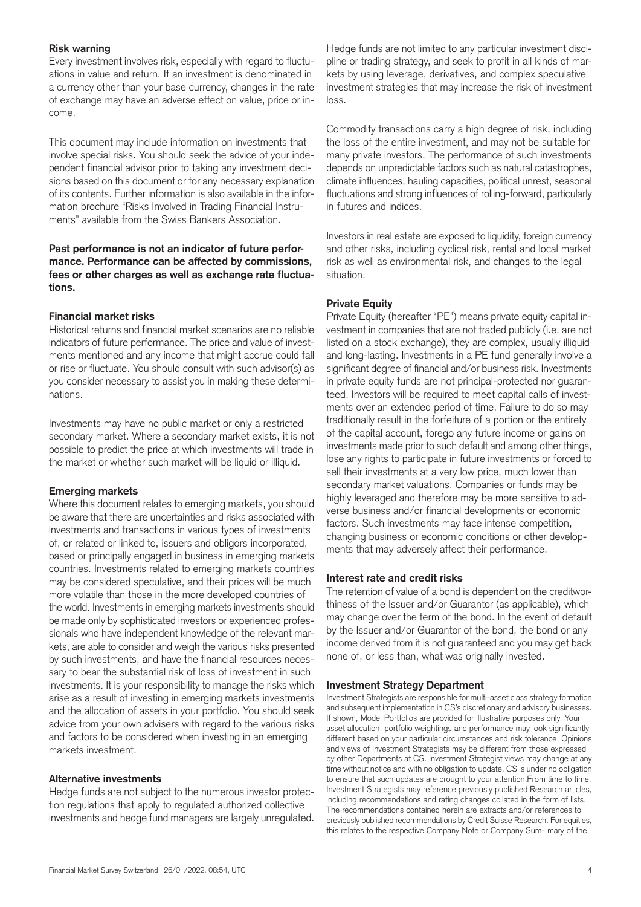### Risk warning

Every investment involves risk, especially with regard to fluctuations in value and return. If an investment is denominated in a currency other than your base currency, changes in the rate of exchange may have an adverse effect on value, price or income.

This document may include information on investments that involve special risks. You should seek the advice of your independent financial advisor prior to taking any investment decisions based on this document or for any necessary explanation of its contents. Further information is also available in the information brochure "Risks Involved in Trading Financial Instruments" available from the Swiss Bankers Association.

**Past performance is not an indicator of future performance. Performance can be affected by commissions, fees or other charges as well as exchange rate fluctuations.**

### Financial market risks

Historical returns and financial market scenarios are no reliable indicators of future performance. The price and value of investments mentioned and any income that might accrue could fall or rise or fluctuate. You should consult with such advisor(s) as you consider necessary to assist you in making these determinations.

Investments may have no public market or only a restricted secondary market. Where a secondary market exists, it is not possible to predict the price at which investments will trade in the market or whether such market will be liquid or illiquid.

### Emerging markets

Where this document relates to emerging markets, you should be aware that there are uncertainties and risks associated with investments and transactions in various types of investments of, or related or linked to, issuers and obligors incorporated, based or principally engaged in business in emerging markets countries. Investments related to emerging markets countries may be considered speculative, and their prices will be much more volatile than those in the more developed countries of the world. Investments in emerging markets investments should be made only by sophisticated investors or experienced professionals who have independent knowledge of the relevant markets, are able to consider and weigh the various risks presented by such investments, and have the financial resources necessary to bear the substantial risk of loss of investment in such investments. It is your responsibility to manage the risks which arise as a result of investing in emerging markets investments and the allocation of assets in your portfolio. You should seek advice from your own advisers with regard to the various risks and factors to be considered when investing in an emerging markets investment.

### Alternative investments

Hedge funds are not subject to the numerous investor protection regulations that apply to regulated authorized collective investments and hedge fund managers are largely unregulated. Hedge funds are not limited to any particular investment discipline or trading strategy, and seek to profit in all kinds of markets by using leverage, derivatives, and complex speculative investment strategies that may increase the risk of investment loss.

Commodity transactions carry a high degree of risk, including the loss of the entire investment, and may not be suitable for many private investors. The performance of such investments depends on unpredictable factors such as natural catastrophes, climate influences, hauling capacities, political unrest, seasonal fluctuations and strong influences of rolling-forward, particularly in futures and indices.

Investors in real estate are exposed to liquidity, foreign currency and other risks, including cyclical risk, rental and local market risk as well as environmental risk, and changes to the legal situation.

### Private Equity

Private Equity (hereafter "PE") means private equity capital investment in companies that are not traded publicly (i.e. are not listed on a stock exchange), they are complex, usually illiquid and long-lasting. Investments in a PE fund generally involve a significant degree of financial and/or business risk. Investments in private equity funds are not principal-protected nor guaranteed. Investors will be required to meet capital calls of investments over an extended period of time. Failure to do so may traditionally result in the forfeiture of a portion or the entirety of the capital account, forego any future income or gains on investments made prior to such default and among other things, lose any rights to participate in future investments or forced to sell their investments at a very low price, much lower than secondary market valuations. Companies or funds may be highly leveraged and therefore may be more sensitive to adverse business and/or financial developments or economic factors. Such investments may face intense competition, changing business or economic conditions or other developments that may adversely affect their performance.

### Interest rate and credit risks

The retention of value of a bond is dependent on the creditworthiness of the Issuer and/or Guarantor (as applicable), which may change over the term of the bond. In the event of default by the Issuer and/or Guarantor of the bond, the bond or any income derived from it is not guaranteed and you may get back none of, or less than, what was originally invested.

### Investment Strategy Department

Investment Strategists are responsible for multi-asset class strategy formation and subsequent implementation in CS's discretionary and advisory businesses. If shown, Model Portfolios are provided for illustrative purposes only. Your asset allocation, portfolio weightings and performance may look significantly different based on your particular circumstances and risk tolerance. Opinions and views of Investment Strategists may be different from those expressed by other Departments at CS. Investment Strategist views may change at any time without notice and with no obligation to update. CS is under no obligation to ensure that such updates are brought to your attention.From time to time, Investment Strategists may reference previously published Research articles, including recommendations and rating changes collated in the form of lists. The recommendations contained herein are extracts and/or references to previously published recommendations by Credit Suisse Research. For equities, this relates to the respective Company Note or Company Sum- mary of the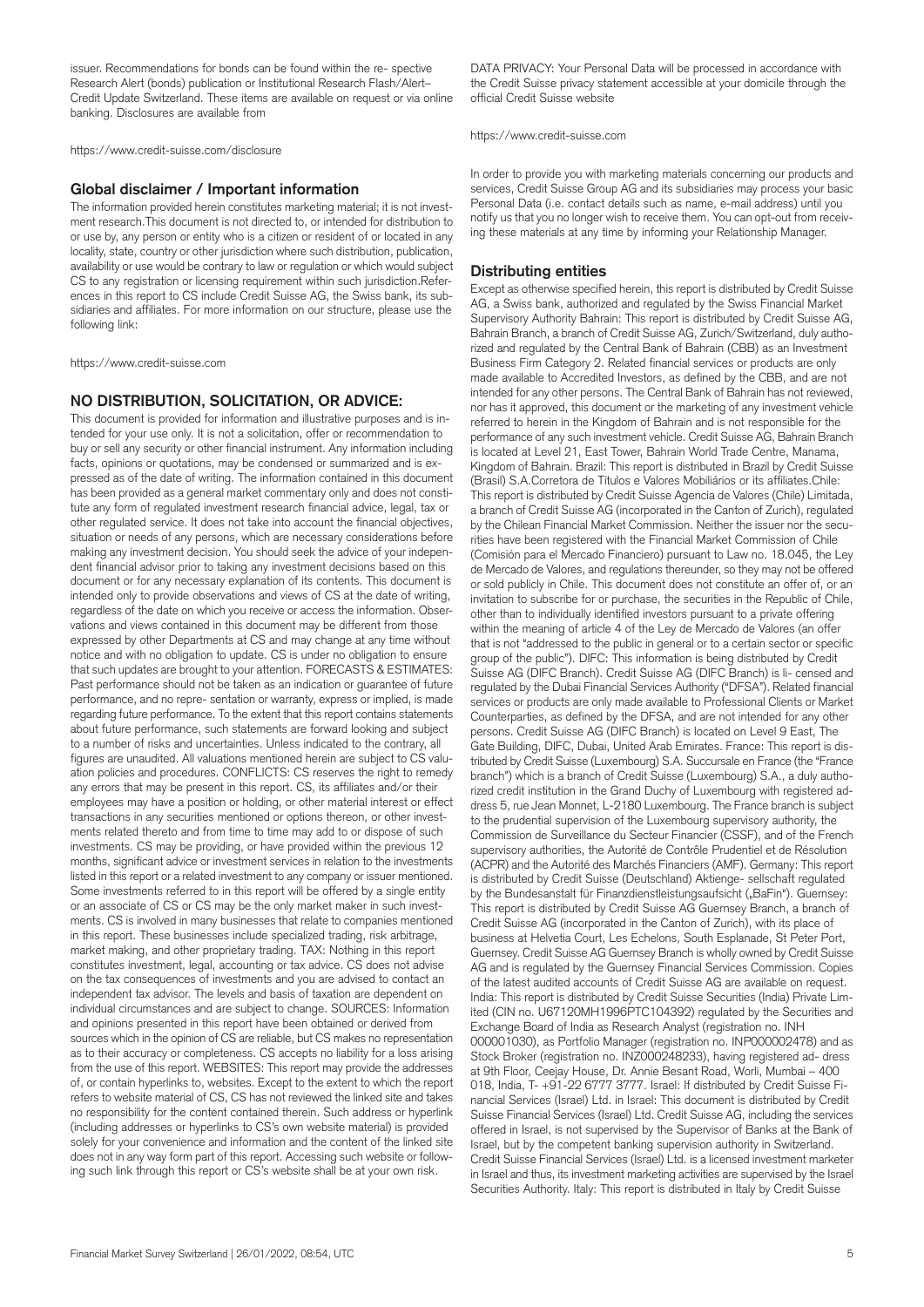issuer. Recommendations for bonds can be found within the re- spective Research Alert (bonds) publication or Institutional Research Flash/Alert– Credit Update Switzerland. These items are available on request or via online banking. Disclosures are available from

https://www.credit-suisse.com/disclosure

## Global disclaimer / Important information

The information provided herein constitutes marketing material; it is not investment research.This document is not directed to, or intended for distribution to or use by, any person or entity who is a citizen or resident of or located in any locality, state, country or other jurisdiction where such distribution, publication, availability or use would be contrary to law or regulation or which would subject CS to any registration or licensing requirement within such jurisdiction.References in this report to CS include Credit Suisse AG, the Swiss bank, its subsidiaries and affiliates. For more information on our structure, please use the following link:

https://www.credit-suisse.com

## NO DISTRIBUTION, SOLICITATION, OR ADVICE:

This document is provided for information and illustrative purposes and is intended for your use only. It is not a solicitation, offer or recommendation to buy or sell any security or other financial instrument. Any information including facts, opinions or quotations, may be condensed or summarized and is expressed as of the date of writing. The information contained in this document has been provided as a general market commentary only and does not constitute any form of regulated investment research financial advice, legal, tax or other regulated service. It does not take into account the financial objectives, situation or needs of any persons, which are necessary considerations before making any investment decision. You should seek the advice of your independent financial advisor prior to taking any investment decisions based on this document or for any necessary explanation of its contents. This document is intended only to provide observations and views of CS at the date of writing, regardless of the date on which you receive or access the information. Observations and views contained in this document may be different from those expressed by other Departments at CS and may change at any time without notice and with no obligation to update. CS is under no obligation to ensure that such updates are brought to your attention. FORECASTS & ESTIMATES: Past performance should not be taken as an indication or guarantee of future performance, and no repre- sentation or warranty, express or implied, is made regarding future performance. To the extent that this report contains statements about future performance, such statements are forward looking and subject to a number of risks and uncertainties. Unless indicated to the contrary, all figures are unaudited. All valuations mentioned herein are subject to CS valuation policies and procedures. CONFLICTS: CS reserves the right to remedy any errors that may be present in this report. CS, its affiliates and/or their employees may have a position or holding, or other material interest or effect transactions in any securities mentioned or options thereon, or other investments related thereto and from time to time may add to or dispose of such investments. CS may be providing, or have provided within the previous 12 months, significant advice or investment services in relation to the investments listed in this report or a related investment to any company or issuer mentioned. Some investments referred to in this report will be offered by a single entity or an associate of CS or CS may be the only market maker in such investments. CS is involved in many businesses that relate to companies mentioned in this report. These businesses include specialized trading, risk arbitrage, market making, and other proprietary trading. TAX: Nothing in this report constitutes investment, legal, accounting or tax advice. CS does not advise on the tax consequences of investments and you are advised to contact an independent tax advisor. The levels and basis of taxation are dependent on individual circumstances and are subject to change. SOURCES: Information and opinions presented in this report have been obtained or derived from sources which in the opinion of CS are reliable, but CS makes no representation as to their accuracy or completeness. CS accepts no liability for a loss arising from the use of this report. WEBSITES: This report may provide the addresses of, or contain hyperlinks to, websites. Except to the extent to which the report refers to website material of CS, CS has not reviewed the linked site and takes no responsibility for the content contained therein. Such address or hyperlink (including addresses or hyperlinks to CS's own website material) is provided solely for your convenience and information and the content of the linked site does not in any way form part of this report. Accessing such website or following such link through this report or CS's website shall be at your own risk.

DATA PRIVACY: Your Personal Data will be processed in accordance with the Credit Suisse privacy statement accessible at your domicile through the official Credit Suisse website

https://www.credit-suisse.com

In order to provide you with marketing materials concerning our products and services, Credit Suisse Group AG and its subsidiaries may process your basic Personal Data (i.e. contact details such as name, e-mail address) until you notify us that you no longer wish to receive them. You can opt-out from receiving these materials at any time by informing your Relationship Manager.

## Distributing entities

Except as otherwise specified herein, this report is distributed by Credit Suisse AG, a Swiss bank, authorized and regulated by the Swiss Financial Market Supervisory Authority Bahrain: This report is distributed by Credit Suisse AG, Bahrain Branch, a branch of Credit Suisse AG, Zurich/Switzerland, duly authorized and regulated by the Central Bank of Bahrain (CBB) as an Investment Business Firm Category 2. Related financial services or products are only made available to Accredited Investors, as defined by the CBB, and are not intended for any other persons. The Central Bank of Bahrain has not reviewed, nor has it approved, this document or the marketing of any investment vehicle referred to herein in the Kingdom of Bahrain and is not responsible for the performance of any such investment vehicle. Credit Suisse AG, Bahrain Branch is located at Level 21, East Tower, Bahrain World Trade Centre, Manama, Kingdom of Bahrain. Brazil: This report is distributed in Brazil by Credit Suisse (Brasil) S.A.Corretora de Títulos e Valores Mobiliários or its affiliates.Chile: This report is distributed by Credit Suisse Agencia de Valores (Chile) Limitada, a branch of Credit Suisse AG (incorporated in the Canton of Zurich), regulated by the Chilean Financial Market Commission. Neither the issuer nor the securities have been registered with the Financial Market Commission of Chile (Comisión para el Mercado Financiero) pursuant to Law no. 18.045, the Ley de Mercado de Valores, and regulations thereunder, so they may not be offered or sold publicly in Chile. This document does not constitute an offer of, or an invitation to subscribe for or purchase, the securities in the Republic of Chile, other than to individually identified investors pursuant to a private offering within the meaning of article 4 of the Ley de Mercado de Valores (an offer that is not "addressed to the public in general or to a certain sector or specific group of the public"). DIFC: This information is being distributed by Credit Suisse AG (DIFC Branch). Credit Suisse AG (DIFC Branch) is li- censed and regulated by the Dubai Financial Services Authority ("DFSA"). Related financial services or products are only made available to Professional Clients or Market Counterparties, as defined by the DFSA, and are not intended for any other persons. Credit Suisse AG (DIFC Branch) is located on Level 9 East, The Gate Building, DIFC, Dubai, United Arab Emirates. France: This report is distributed by Credit Suisse (Luxembourg) S.A. Succursale en France (the "France branch") which is a branch of Credit Suisse (Luxembourg) S.A., a duly authorized credit institution in the Grand Duchy of Luxembourg with registered address 5, rue Jean Monnet, L-2180 Luxembourg. The France branch is subject to the prudential supervision of the Luxembourg supervisory authority, the Commission de Surveillance du Secteur Financier (CSSF), and of the French supervisory authorities, the Autorité de Contrôle Prudentiel et de Résolution (ACPR) and the Autorité des Marchés Financiers (AMF). Germany: This report is distributed by Credit Suisse (Deutschland) Aktienge- sellschaft regulated by the Bundesanstalt für Finanzdienstleistungsaufsicht („BaFin"). Guernsey: This report is distributed by Credit Suisse AG Guernsey Branch, a branch of Credit Suisse AG (incorporated in the Canton of Zurich), with its place of business at Helvetia Court, Les Echelons, South Esplanade, St Peter Port, Guernsey. Credit Suisse AG Guernsey Branch is wholly owned by Credit Suisse AG and is regulated by the Guernsey Financial Services Commission. Copies of the latest audited accounts of Credit Suisse AG are available on request. India: This report is distributed by Credit Suisse Securities (India) Private Limited (CIN no. U67120MH1996PTC104392) regulated by the Securities and Exchange Board of India as Research Analyst (registration no. INH 000001030), as Portfolio Manager (registration no. INP000002478) and as Stock Broker (registration no. INZ000248233), having registered ad- dress at 9th Floor, Ceejay House, Dr. Annie Besant Road, Worli, Mumbai – 400 018, India, T- +91-22 6777 3777. Israel: If distributed by Credit Suisse Financial Services (Israel) Ltd. in Israel: This document is distributed by Credit Suisse Financial Services (Israel) Ltd. Credit Suisse AG, including the services offered in Israel, is not supervised by the Supervisor of Banks at the Bank of Israel, but by the competent banking supervision authority in Switzerland. Credit Suisse Financial Services (Israel) Ltd. is a licensed investment marketer in Israel and thus, its investment marketing activities are supervised by the Israel Securities Authority. Italy: This report is distributed in Italy by Credit Suisse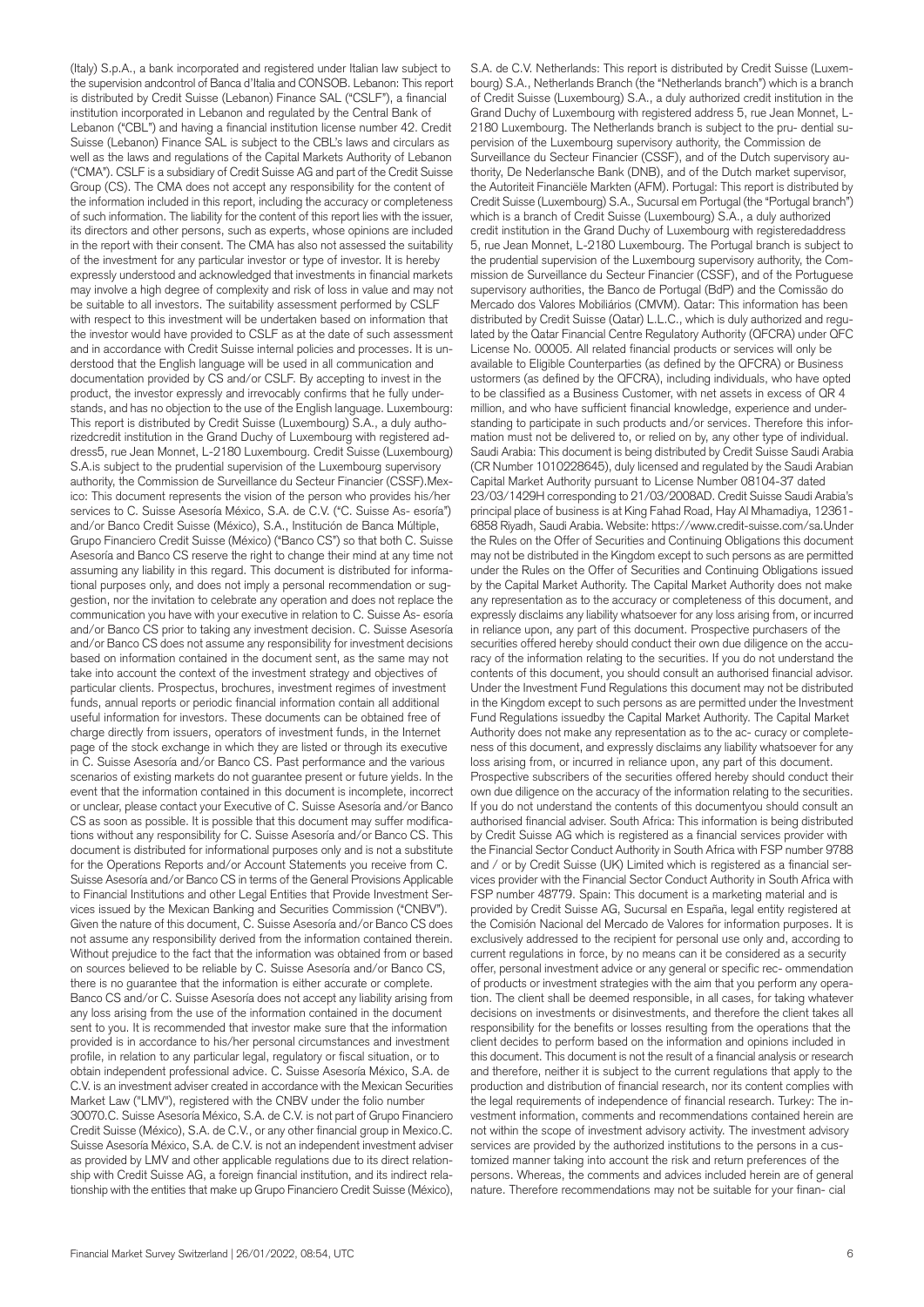(Italy) S.p.A., a bank incorporated and registered under Italian law subject to the supervision andcontrol of Banca d'Italia and CONSOB. Lebanon: This report is distributed by Credit Suisse (Lebanon) Finance SAL ("CSLF"), a financial institution incorporated in Lebanon and regulated by the Central Bank of Lebanon ("CBL") and having a financial institution license number 42. Credit Suisse (Lebanon) Finance SAL is subject to the CBL's laws and circulars as well as the laws and regulations of the Capital Markets Authority of Lebanon ("CMA"). CSLF is a subsidiary of Credit Suisse AG and part of the Credit Suisse Group (CS). The CMA does not accept any responsibility for the content of the information included in this report, including the accuracy or completeness of such information. The liability for the content of this report lies with the issuer, its directors and other persons, such as experts, whose opinions are included in the report with their consent. The CMA has also not assessed the suitability of the investment for any particular investor or type of investor. It is hereby expressly understood and acknowledged that investments in financial markets may involve a high degree of complexity and risk of loss in value and may not be suitable to all investors. The suitability assessment performed by CSLF with respect to this investment will be undertaken based on information that the investor would have provided to CSLF as at the date of such assessment and in accordance with Credit Suisse internal policies and processes. It is understood that the English language will be used in all communication and documentation provided by CS and/or CSLF. By accepting to invest in the product, the investor expressly and irrevocably confirms that he fully understands, and has no objection to the use of the English language. Luxembourg: This report is distributed by Credit Suisse (Luxembourg) S.A., a duly authorizedcredit institution in the Grand Duchy of Luxembourg with registered address5, rue Jean Monnet, L-2180 Luxembourg. Credit Suisse (Luxembourg) S.A.is subject to the prudential supervision of the Luxembourg supervisory authority, the Commission de Surveillance du Secteur Financier (CSSF).Mexico: This document represents the vision of the person who provides his/her services to C. Suisse Asesoría México, S.A. de C.V. ("C. Suisse As- esoría") and/or Banco Credit Suisse (México), S.A., Institución de Banca Múltiple, Grupo Financiero Credit Suisse (México) ("Banco CS") so that both C. Suisse Asesoría and Banco CS reserve the right to change their mind at any time not assuming any liability in this regard. This document is distributed for informational purposes only, and does not imply a personal recommendation or suggestion, nor the invitation to celebrate any operation and does not replace the communication you have with your executive in relation to C. Suisse As- esoría and/or Banco CS prior to taking any investment decision. C. Suisse Asesoría and/or Banco CS does not assume any responsibility for investment decisions based on information contained in the document sent, as the same may not take into account the context of the investment strategy and objectives of particular clients. Prospectus, brochures, investment regimes of investment funds, annual reports or periodic financial information contain all additional useful information for investors. These documents can be obtained free of charge directly from issuers, operators of investment funds, in the Internet page of the stock exchange in which they are listed or through its executive in C. Suisse Asesoría and/or Banco CS. Past performance and the various scenarios of existing markets do not guarantee present or future yields. In the event that the information contained in this document is incomplete, incorrect or unclear, please contact your Executive of C. Suisse Asesoría and/or Banco CS as soon as possible. It is possible that this document may suffer modifications without any responsibility for C. Suisse Asesoría and/or Banco CS. This document is distributed for informational purposes only and is not a substitute for the Operations Reports and/or Account Statements you receive from C. Suisse Asesoría and/or Banco CS in terms of the General Provisions Applicable to Financial Institutions and other Legal Entities that Provide Investment Services issued by the Mexican Banking and Securities Commission ("CNBV"). Given the nature of this document, C. Suisse Asesoría and/or Banco CS does not assume any responsibility derived from the information contained therein. Without prejudice to the fact that the information was obtained from or based on sources believed to be reliable by C. Suisse Asesoría and/or Banco CS, there is no guarantee that the information is either accurate or complete. Banco CS and/or C. Suisse Asesoría does not accept any liability arising from any loss arising from the use of the information contained in the document sent to you. It is recommended that investor make sure that the information provided is in accordance to his/her personal circumstances and investment profile, in relation to any particular legal, regulatory or fiscal situation, or to obtain independent professional advice. C. Suisse Asesoría México, S.A. de C.V. is an investment adviser created in accordance with the Mexican Securities Market Law ("LMV"), registered with the CNBV under the folio number 30070.C. Suisse Asesoría México, S.A. de C.V. is not part of Grupo Financiero Credit Suisse (México), S.A. de C.V., or any other financial group in Mexico.C. Suisse Asesoría México, S.A. de C.V. is not an independent investment adviser as provided by LMV and other applicable regulations due to its direct relationship with Credit Suisse AG, a foreign financial institution, and its indirect relationship with the entities that make up Grupo Financiero Credit Suisse (México), S.A. de C.V. Netherlands: This report is distributed by Credit Suisse (Luxembourg) S.A., Netherlands Branch (the "Netherlands branch") which is a branch of Credit Suisse (Luxembourg) S.A., a duly authorized credit institution in the Grand Duchy of Luxembourg with registered address 5, rue Jean Monnet, L-2180 Luxembourg. The Netherlands branch is subject to the pru- dential supervision of the Luxembourg supervisory authority, the Commission de Surveillance du Secteur Financier (CSSF), and of the Dutch supervisory authority, De Nederlansche Bank (DNB), and of the Dutch market supervisor, the Autoriteit Financiële Markten (AFM). Portugal: This report is distributed by Credit Suisse (Luxembourg) S.A., Sucursal em Portugal (the "Portugal branch") which is a branch of Credit Suisse (Luxembourg) S.A., a duly authorized credit institution in the Grand Duchy of Luxembourg with registeredaddress 5, rue Jean Monnet, L-2180 Luxembourg. The Portugal branch is subject to the prudential supervision of the Luxembourg supervisory authority, the Commission de Surveillance du Secteur Financier (CSSF), and of the Portuguese supervisory authorities, the Banco de Portugal (BdP) and the Comissão do Mercado dos Valores Mobiliários (CMVM). Qatar: This information has been distributed by Credit Suisse (Qatar) L.L.C., which is duly authorized and regulated by the Qatar Financial Centre Regulatory Authority (QFCRA) under QFC License No. 00005. All related financial products or services will only be available to Eligible Counterparties (as defined by the QFCRA) or Business ustormers (as defined by the QFCRA), including individuals, who have opted to be classified as a Business Customer, with net assets in excess of QR 4 million, and who have sufficient financial knowledge, experience and understanding to participate in such products and/or services. Therefore this information must not be delivered to, or relied on by, any other type of individual. Saudi Arabia: This document is being distributed by Credit Suisse Saudi Arabia (CR Number 1010228645), duly licensed and regulated by the Saudi Arabian Capital Market Authority pursuant to License Number 08104-37 dated 23/03/1429H corresponding to 21/03/2008AD. Credit Suisse Saudi Arabia's principal place of business is at King Fahad Road, Hay Al Mhamadiya, 12361-6858 Riyadh, Saudi Arabia. Website: https://www.credit-suisse.com/sa.Under the Rules on the Offer of Securities and Continuing Obligations this document may not be distributed in the Kingdom except to such persons as are permitted under the Rules on the Offer of Securities and Continuing Obligations issued by the Capital Market Authority. The Capital Market Authority does not make any representation as to the accuracy or completeness of this document, and expressly disclaims any liability whatsoever for any loss arising from, or incurred in reliance upon, any part of this document. Prospective purchasers of the securities offered hereby should conduct their own due diligence on the accuracy of the information relating to the securities. If you do not understand the contents of this document, you should consult an authorised financial advisor. Under the Investment Fund Regulations this document may not be distributed in the Kingdom except to such persons as are permitted under the Investment Fund Regulations issuedby the Capital Market Authority. The Capital Market Authority does not make any representation as to the ac- curacy or completeness of this document, and expressly disclaims any liability whatsoever for any loss arising from, or incurred in reliance upon, any part of this document. Prospective subscribers of the securities offered hereby should conduct their own due diligence on the accuracy of the information relating to the securities. If you do not understand the contents of this documentyou should consult an authorised financial adviser. South Africa: This information is being distributed by Credit Suisse AG which is registered as a financial services provider with the Financial Sector Conduct Authority in South Africa with FSP number 9788 and / or by Credit Suisse (UK) Limited which is registered as a financial services provider with the Financial Sector Conduct Authority in South Africa with FSP number 48779. Spain: This document is a marketing material and is provided by Credit Suisse AG, Sucursal en España, legal entity registered at the Comisión Nacional del Mercado de Valores for information purposes. It is exclusively addressed to the recipient for personal use only and, according to current regulations in force, by no means can it be considered as a security offer, personal investment advice or any general or specific rec- ommendation of products or investment strategies with the aim that you perform any operation. The client shall be deemed responsible, in all cases, for taking whatever decisions on investments or disinvestments, and therefore the client takes all responsibility for the benefits or losses resulting from the operations that the client decides to perform based on the information and opinions included in this document. This document is not the result of a financial analysis or research and therefore, neither it is subject to the current regulations that apply to the production and distribution of financial research, nor its content complies with the legal requirements of independence of financial research. Turkey: The investment information, comments and recommendations contained herein are not within the scope of investment advisory activity. The investment advisory services are provided by the authorized institutions to the persons in a customized manner taking into account the risk and return preferences of the persons. Whereas, the comments and advices included herein are of general nature. Therefore recommendations may not be suitable for your finan- cial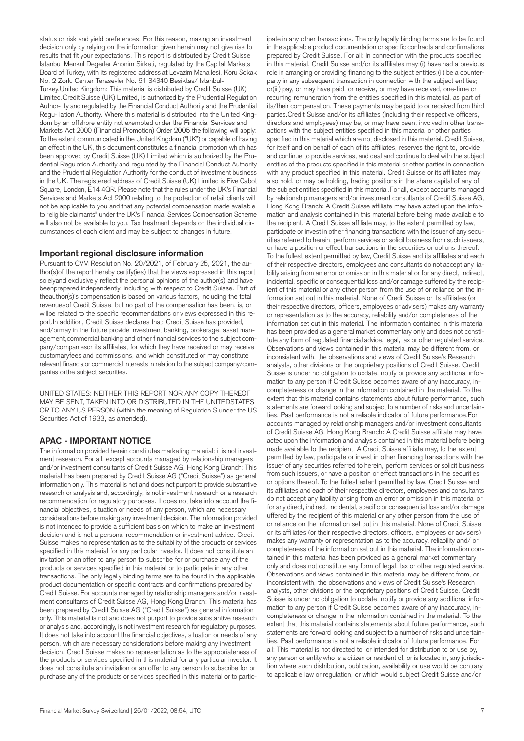status or risk and yield preferences. For this reason, making an investment decision only by relying on the information given herein may not give rise to results that fit your expectations. This report is distributed by Credit Suisse Istanbul Menkul Degerler Anonim Sirketi, regulated by the Capital Markets Board of Turkey, with its registered address at Levazim Mahallesi, Koru Sokak No. 2 Zorlu Center Terasevler No. 61 34340 Besiktas/ Istanbul-Turkey.United Kingdom: This material is distributed by Credit Suisse (UK) Limited.Credit Suisse (UK) Limited, is authorized by the Prudential Regulation Author- ity and regulated by the Financial Conduct Authority and the Prudential Regu- lation Authority. Where this material is distributed into the United Kingdom by an offshore entity not exempted under the Financial Services and Markets Act 2000 (Financial Promotion) Order 2005 the following will apply: To the extent communicated in the United Kingdom ("UK") or capable of having an effect in the UK, this document constitutes a financial promotion which has been approved by Credit Suisse (UK) Limited which is authorized by the Prudential Regulation Authority and regulated by the Financial Conduct Authority and the Prudential Regulation Authority for the conduct of investment business in the UK. The registered address of Credit Suisse (UK) Limited is Five Cabot Square, London, E14 4QR. Please note that the rules under the UK's Financial Services and Markets Act 2000 relating to the protection of retail clients will not be applicable to you and that any potential compensation made available to "eligible claimants" under the UK's Financial Services Compensation Scheme will also not be available to you. Tax treatment depends on the individual circumstances of each client and may be subject to changes in future.

## Important regional disclosure information

Pursuant to CVM Resolution No. 20/2021, of February 25, 2021, the author(s)of the report hereby certify(ies) that the views expressed in this report solelyand exclusively reflect the personal opinions of the author(s) and have beenprepared independently, including with respect to Credit Suisse. Part of theauthor(s)´s compensation is based on various factors, including the total revenuesof Credit Suisse, but no part of the compensation has been, is, or willbe related to the specific recommendations or views expressed in this report.In addition, Credit Suisse declares that: Credit Suisse has provided, and/ormay in the future provide investment banking, brokerage, asset management,commercial banking and other financial services to the subject company/companiesor its affiliates, for which they have received or may receive customaryfees and commissions, and which constituted or may constitute relevant financialor commercial interests in relation to the subject company/companies orthe subject securities.

UNITED STATES: NEITHER THIS REPORT NOR ANY COPY THEREOF MAY BE SENT, TAKEN INTO OR DISTRIBUTED IN THE UNITEDSTATES OR TO ANY US PERSON (within the meaning of Regulation S under the US Securities Act of 1933, as amended).

## APAC - IMPORTANT NOTICE

The information provided herein constitutes marketing material; it is not investment research. For all, except accounts managed by relationship managers and/or investment consultants of Credit Suisse AG, Hong Kong Branch: This material has been prepared by Credit Suisse AG ("Credit Suisse") as general information only. This material is not and does not purport to provide substantive research or analysis and, accordingly, is not investment research or a research recommendation for regulatory purposes. It does not take into account the financial objectives, situation or needs of any person, which are necessary considerations before making any investment decision. The information provided is not intended to provide a sufficient basis on which to make an investment decision and is not a personal recommendation or investment advice. Credit Suisse makes no representation as to the suitability of the products or services specified in this material for any particular investor. It does not constitute an invitation or an offer to any person to subscribe for or purchase any of the products or services specified in this material or to participate in any other transactions. The only legally binding terms are to be found in the applicable product documentation or specific contracts and confirmations prepared by Credit Suisse. For accounts managed by relationship managers and/or investment consultants of Credit Suisse AG, Hong Kong Branch: This material has been prepared by Credit Suisse AG ("Credit Suisse") as general information only. This material is not and does not purport to provide substantive research or analysis and, accordingly, is not investment research for regulatory purposes. It does not take into account the financial objectives, situation or needs of any person, which are necessary considerations before making any investment decision. Credit Suisse makes no representation as to the appropriateness of the products or services specified in this material for any particular investor. It does not constitute an invitation or an offer to any person to subscribe for or purchase any of the products or services specified in this material or to participate in any other transactions. The only legally binding terms are to be found in the applicable product documentation or specific contracts and confirmations prepared by Credit Suisse. For all: In connection with the products specified in this material, Credit Suisse and/or its affiliates may:(i) have had a previous role in arranging or providing financing to the subject entities;(ii) be a counterparty in any subsequent transaction in connection with the subject entities; or(iii) pay, or may have paid, or receive, or may have received, one-time or recurring remuneration from the entities specified in this material, as part of its/their compensation. These payments may be paid to or received from third parties.Credit Suisse and/or its affiliates (including their respective officers, directors and employees) may be, or may have been, involved in other transactions with the subject entities specified in this material or other parties specified in this material which are not disclosed in this material. Credit Suisse, for itself and on behalf of each of its affiliates, reserves the right to, provide and continue to provide services, and deal and continue to deal with the subject entities of the products specified in this material or other parties in connection with any product specified in this material. Credit Suisse or its affiliates may also hold, or may be holding, trading positions in the share capital of any of the subject entities specified in this material.For all, except accounts managed by relationship managers and/or investment consultants of Credit Suisse AG, Hong Kong Branch: A Credit Suisse affiliate may have acted upon the information and analysis contained in this material before being made available to the recipient. A Credit Suisse affiliate may, to the extent permitted by law, participate or invest in other financing transactions with the issuer of any securities referred to herein, perform services or solicit business from such issuers, or have a position or effect transactions in the securities or options thereof. To the fullest extent permitted by law, Credit Suisse and its affiliates and each of their respective directors, employees and consultants do not accept any liability arising from an error or omission in this material or for any direct, indirect, incidental, specific or consequential loss and/or damage suffered by the recipient of this material or any other person from the use of or reliance on the information set out in this material. None of Credit Suisse or its affiliates (or their respective directors, officers, employees or advisers) makes any warranty or representation as to the accuracy, reliability and/or completeness of the information set out in this material. The information contained in this material has been provided as a general market commentary only and does not constitute any form of regulated financial advice, legal, tax or other regulated service. Observations and views contained in this material may be different from, or inconsistent with, the observations and views of Credit Suisse's Research analysts, other divisions or the proprietary positions of Credit Suisse. Credit Suisse is under no obligation to update, notify or provide any additional information to any person if Credit Suisse becomes aware of any inaccuracy, incompleteness or change in the information contained in the material. To the extent that this material contains statements about future performance, such statements are forward looking and subject to a number of risks and uncertainties. Past performance is not a reliable indicator of future performance.For accounts managed by relationship managers and/or investment consultants of Credit Suisse AG, Hong Kong Branch: A Credit Suisse affiliate may have acted upon the information and analysis contained in this material before being made available to the recipient. A Credit Suisse affiliate may, to the extent permitted by law, participate or invest in other financing transactions with the issuer of any securities referred to herein, perform services or solicit business from such issuers, or have a position or effect transactions in the securities or options thereof. To the fullest extent permitted by law, Credit Suisse and its affiliates and each of their respective directors, employees and consultants do not accept any liability arising from an error or omission in this material or for any direct, indirect, incidental, specific or consequential loss and/or damage suffered by the recipient of this material or any other person from the use of or reliance on the information set out in this material. None of Credit Suisse or its affiliates (or their respective directors, officers, employees or advisers) makes any warranty or representation as to the accuracy, reliability and/ or completeness of the information set out in this material. The information contained in this material has been provided as a general market commentary only and does not constitute any form of legal, tax or other regulated service. Observations and views contained in this material may be different from, or inconsistent with, the observations and views of Credit Suisse's Research analysts, other divisions or the proprietary positions of Credit Suisse. Credit Suisse is under no obligation to update, notify or provide any additional information to any person if Credit Suisse becomes aware of any inaccuracy, incompleteness or change in the information contained in the material. To the extent that this material contains statements about future performance, such statements are forward looking and subject to a number of risks and uncertainties. Past performance is not a reliable indicator of future performance. For all: This material is not directed to, or intended for distribution to or use by, any person or entity who is a citizen or resident of, or is located in, any jurisdiction where such distribution, publication, availability or use would be contrary to applicable law or regulation, or which would subject Credit Suisse and/or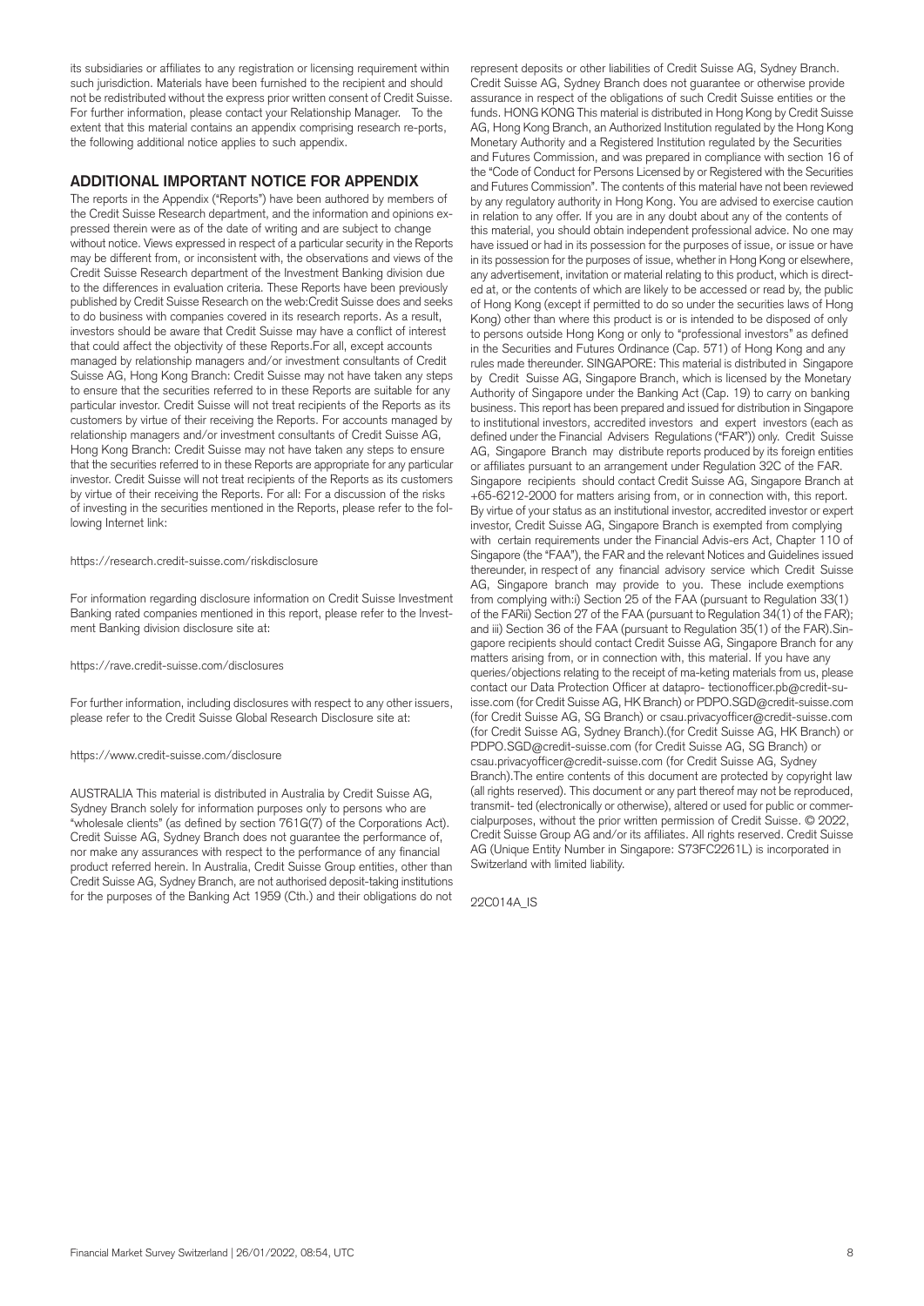its subsidiaries or affiliates to any registration or licensing requirement within such jurisdiction. Materials have been furnished to the recipient and should not be redistributed without the express prior written consent of Credit Suisse. For further information, please contact your Relationship Manager. To the extent that this material contains an appendix comprising research re-ports, the following additional notice applies to such appendix.

## ADDITIONAL IMPORTANT NOTICE FOR APPENDIX

The reports in the Appendix ("Reports") have been authored by members of the Credit Suisse Research department, and the information and opinions ex-pressed therein were as of the date of writing and are subject to change without notice. Views expressed in respect of a particular security in the Reports may be different from, or inconsistent with, the observations and views of the Credit Suisse Research department of the Investment Banking division due to the differences in evaluation criteria. These Reports have been previously published by Credit Suisse Research on the web:Credit Suisse does and seeks to do business with companies covered in its research reports. As a result, investors should be aware that Credit Suisse may have a conflict of interest that could affect the objectivity of these Reports.For all, except accounts managed by relationship managers and/or investment consultants of Credit Suisse AG, Hong Kong Branch: Credit Suisse may not have taken any steps to ensure that the securities referred to in these Reports are suitable for any particular investor. Credit Suisse will not treat recipients of the Reports as its customers by virtue of their receiving the Reports. For accounts managed by relationship managers and/or investment consultants of Credit Suisse AG, Hong Kong Branch: Credit Suisse may not have taken any steps to ensure that the securities referred to in these Reports are appropriate for any particular investor. Credit Suisse will not treat recipients of the Reports as its customers by virtue of their receiving the Reports. For all: For a discussion of the risks of investing in the securities mentioned in the Reports, please refer to the following Internet link:

https://research.credit-suisse.com/riskdisclosure

For information regarding disclosure information on Credit Suisse Investment Banking rated companies mentioned in this report, please refer to the Investment Banking division disclosure site at:

https://rave.credit-suisse.com/disclosures

For further information, including disclosures with respect to any other issuers, please refer to the Credit Suisse Global Research Disclosure site at:

https://www.credit-suisse.com/disclosure

AUSTRALIA This material is distributed in Australia by Credit Suisse AG, Sydney Branch solely for information purposes only to persons who are "wholesale clients" (as defined by section 761G(7) of the Corporations Act). Credit Suisse AG, Sydney Branch does not guarantee the performance of, nor make any assurances with respect to the performance of any financial product referred herein. In Australia, Credit Suisse Group entities, other than Credit Suisse AG, Sydney Branch, are not authorised deposit-taking institutions for the purposes of the Banking Act 1959 (Cth.) and their obligations do not represent deposits or other liabilities of Credit Suisse AG, Sydney Branch. Credit Suisse AG, Sydney Branch does not guarantee or otherwise provide assurance in respect of the obligations of such Credit Suisse entities or the funds. HONG KONG This material is distributed in Hong Kong by Credit Suisse AG, Hong Kong Branch, an Authorized Institution regulated by the Hong Kong Monetary Authority and a Registered Institution regulated by the Securities and Futures Commission, and was prepared in compliance with section 16 of the "Code of Conduct for Persons Licensed by or Registered with the Securities and Futures Commission". The contents of this material have not been reviewed by any regulatory authority in Hong Kong. You are advised to exercise caution in relation to any offer. If you are in any doubt about any of the contents of this material, you should obtain independent professional advice. No one may have issued or had in its possession for the purposes of issue, or issue or have in its possession for the purposes of issue, whether in Hong Kong or elsewhere, any advertisement, invitation or material relating to this product, which is directed at, or the contents of which are likely to be accessed or read by, the public of Hong Kong (except if permitted to do so under the securities laws of Hong Kong) other than where this product is or is intended to be disposed of only to persons outside Hong Kong or only to "professional investors" as defined in the Securities and Futures Ordinance (Cap. 571) of Hong Kong and any rules made thereunder. SINGAPORE: This material is distributed in Singapore by Credit Suisse AG, Singapore Branch, which is licensed by the Monetary Authority of Singapore under the Banking Act (Cap. 19) to carry on banking business. This report has been prepared and issued for distribution in Singapore to institutional investors, accredited investors and expert investors (each as defined under the Financial Advisers Regulations ("FAR")) only. Credit Suisse AG, Singapore Branch may distribute reports produced by its foreign entities or affiliates pursuant to an arrangement under Regulation 32C of the FAR. Singapore recipients should contact Credit Suisse AG, Singapore Branch at +65-6212-2000 for matters arising from, or in connection with, this report. By virtue of your status as an institutional investor, accredited investor or expert investor, Credit Suisse AG, Singapore Branch is exempted from complying with certain requirements under the Financial Advis-ers Act, Chapter 110 of Singapore (the "FAA"), the FAR and the relevant Notices and Guidelines issued thereunder, in respect of any financial advisory service which Credit Suisse AG, Singapore branch may provide to you. These include exemptions from complying with:i) Section 25 of the FAA (pursuant to Regulation 33(1) of the FARii) Section 27 of the FAA (pursuant to Regulation 34(1) of the FAR); and iii) Section 36 of the FAA (pursuant to Regulation 35(1) of the FAR).Singapore recipients should contact Credit Suisse AG, Singapore Branch for any matters arising from, or in connection with, this material. If you have any queries/objections relating to the receipt of ma-keting materials from us, please contact our Data Protection Officer at datapro- tectionofficer.pb@credit-suisse.com (for Credit Suisse AG, HK Branch) or PDPO.SGD@credit-suisse.com (for Credit Suisse AG, SG Branch) or csau.privacyofficer@credit-suisse.com (for Credit Suisse AG, Sydney Branch).(for Credit Suisse AG, HK Branch) or PDPO.SGD@credit-suisse.com (for Credit Suisse AG, SG Branch) or csau.privacyofficer@credit-suisse.com (for Credit Suisse AG, Sydney Branch).The entire contents of this document are protected by copyright law (all rights reserved). This document or any part thereof may not be reproduced, transmit- ted (electronically or otherwise), altered or used for public or commercialpurposes, without the prior written permission of Credit Suisse. © 2022, Credit Suisse Group AG and/or its affiliates. All rights reserved. Credit Suisse AG (Unique Entity Number in Singapore: S73FC2261L) is incorporated in Switzerland with limited liability.

22C014A_IS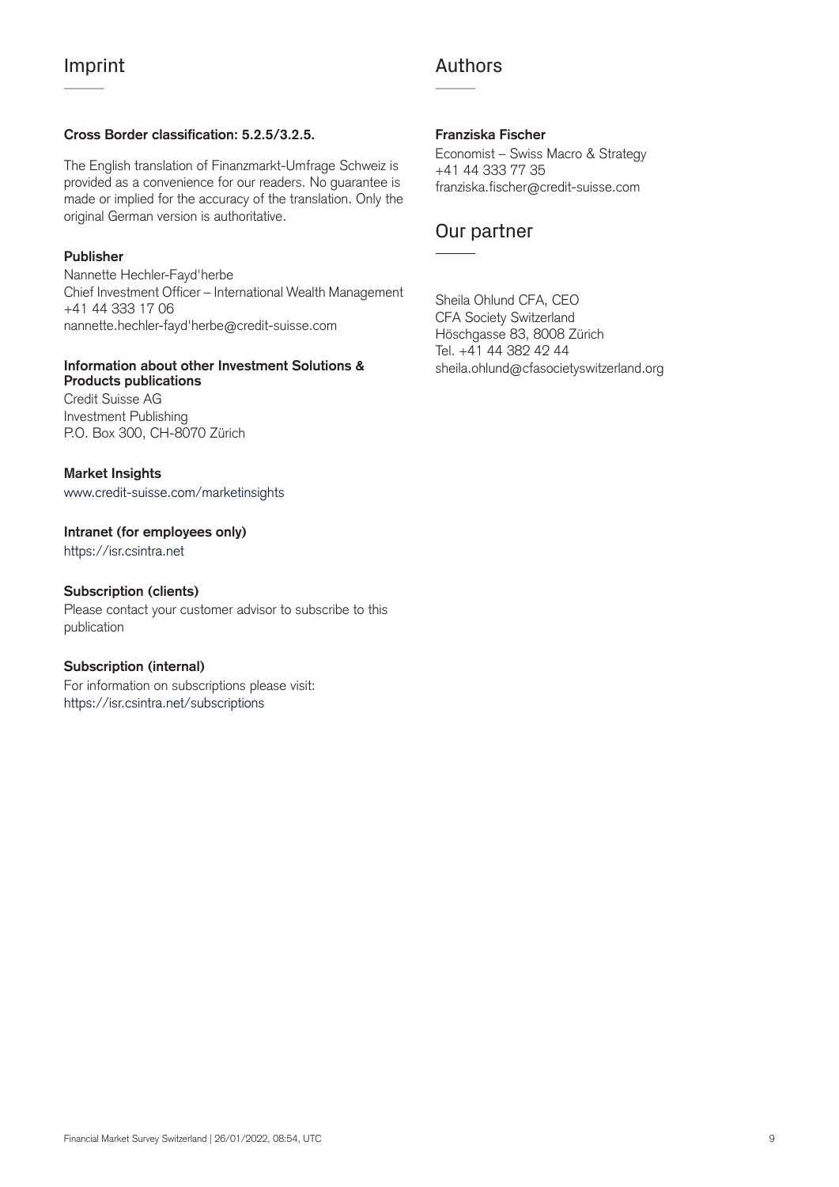## Imprint

**Cross Border classification: 5.2.5/3.2.5.**

The English translation of Finanzmarkt-Umfrage Schweiz is provided as a convenience for our readers. No guarantee is made or implied for the accuracy of the translation. Only the original German version is authoritative.

**Publisher**
Nannette Hechler-Fayd'herbe
Chief Investment Officer – International Wealth Management
+41 44 333 17 06
nannette.hechler-fayd'herbe@credit-suisse.com

**Information about other Investment Solutions & Products publications**
Credit Suisse AG
Investment Publishing
P.O. Box 300, CH-8070 Zürich

**Market Insights**
www.credit-suisse.com/marketinsights

**Intranet (for employees only)**
https://isr.csintra.net

**Subscription (clients)**
Please contact your customer advisor to subscribe to this publication

**Subscription (internal)**
For information on subscriptions please visit:
https://isr.csintra.net/subscriptions

## Authors

**Franziska Fischer**
Economist – Swiss Macro & Strategy
+41 44 333 77 35
franziska.fischer@credit-suisse.com

## Our partner

Sheila Ohlund CFA, CEO
CFA Society Switzerland
Höschgasse 83, 8008 Zürich
Tel. +41 44 382 42 44
sheila.ohlund@cfasocietyswitzerland.org